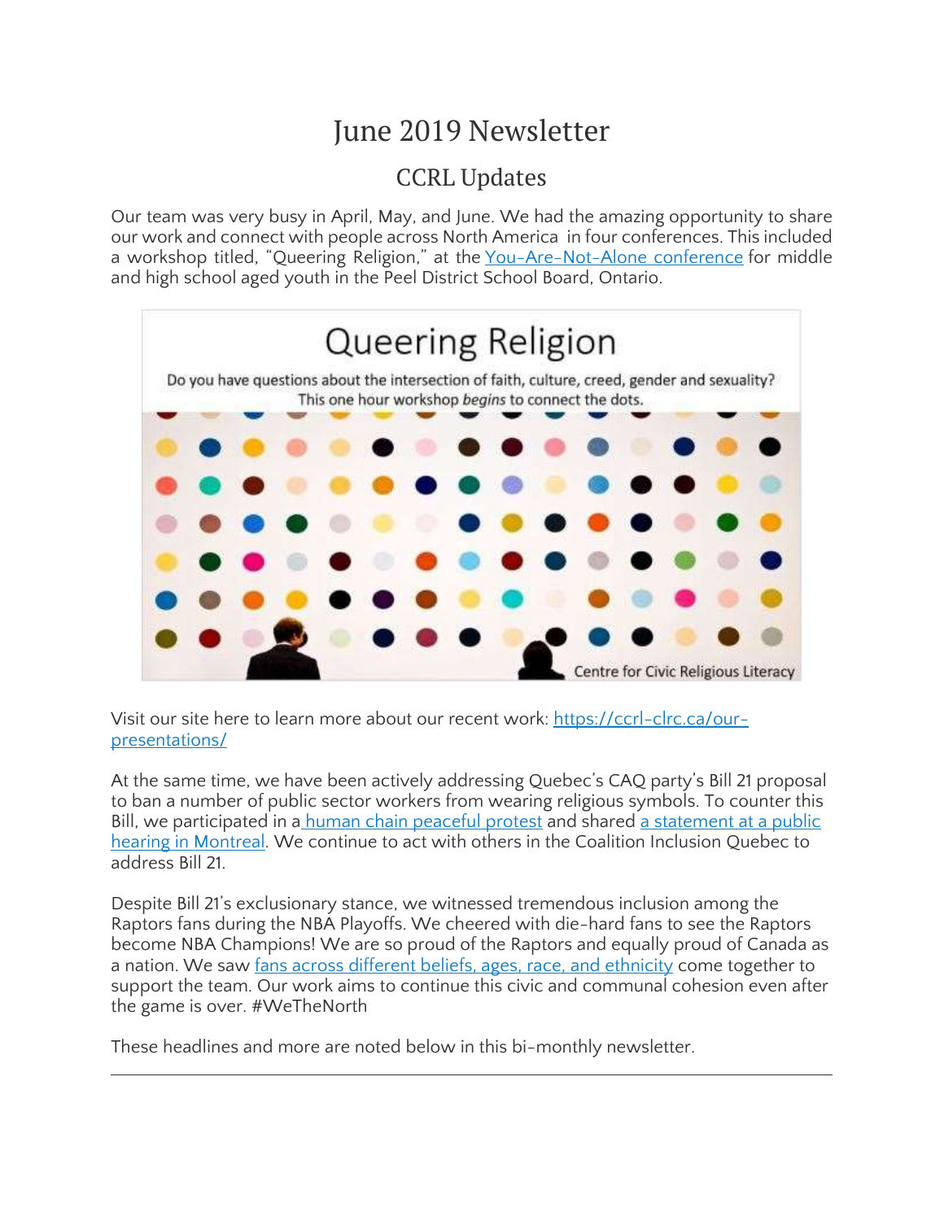# June 2019 Newsletter

## CCRL Updates

Our team was very busy in April, May, and June. We had the amazing opportunity to share our work and connect with people across North America in four conferences. This included a workshop titled, "Queering Religion," at the You-Are-Not-Alone conference for middle and high school aged youth in the Peel District School Board, Ontario.

Visit our site here to learn more about our recent work: https://ccrl-clrc.ca/our-presentations/

At the same time, we have been actively addressing Quebec's CAQ party's Bill 21 proposal to ban a number of public sector workers from wearing religious symbols. To counter this Bill, we participated in a human chain peaceful protest and shared a statement at a public hearing in Montreal. We continue to act with others in the Coalition Inclusion Quebec to address Bill 21.

Despite Bill 21's exclusionary stance, we witnessed tremendous inclusion among the Raptors fans during the NBA Playoffs. We cheered with die-hard fans to see the Raptors become NBA Champions! We are so proud of the Raptors and equally proud of Canada as a nation. We saw fans across different beliefs, ages, race, and ethnicity come together to support the team. Our work aims to continue this civic and communal cohesion even after the game is over. #WeTheNorth

These headlines and more are noted below in this bi-monthly newsletter.

---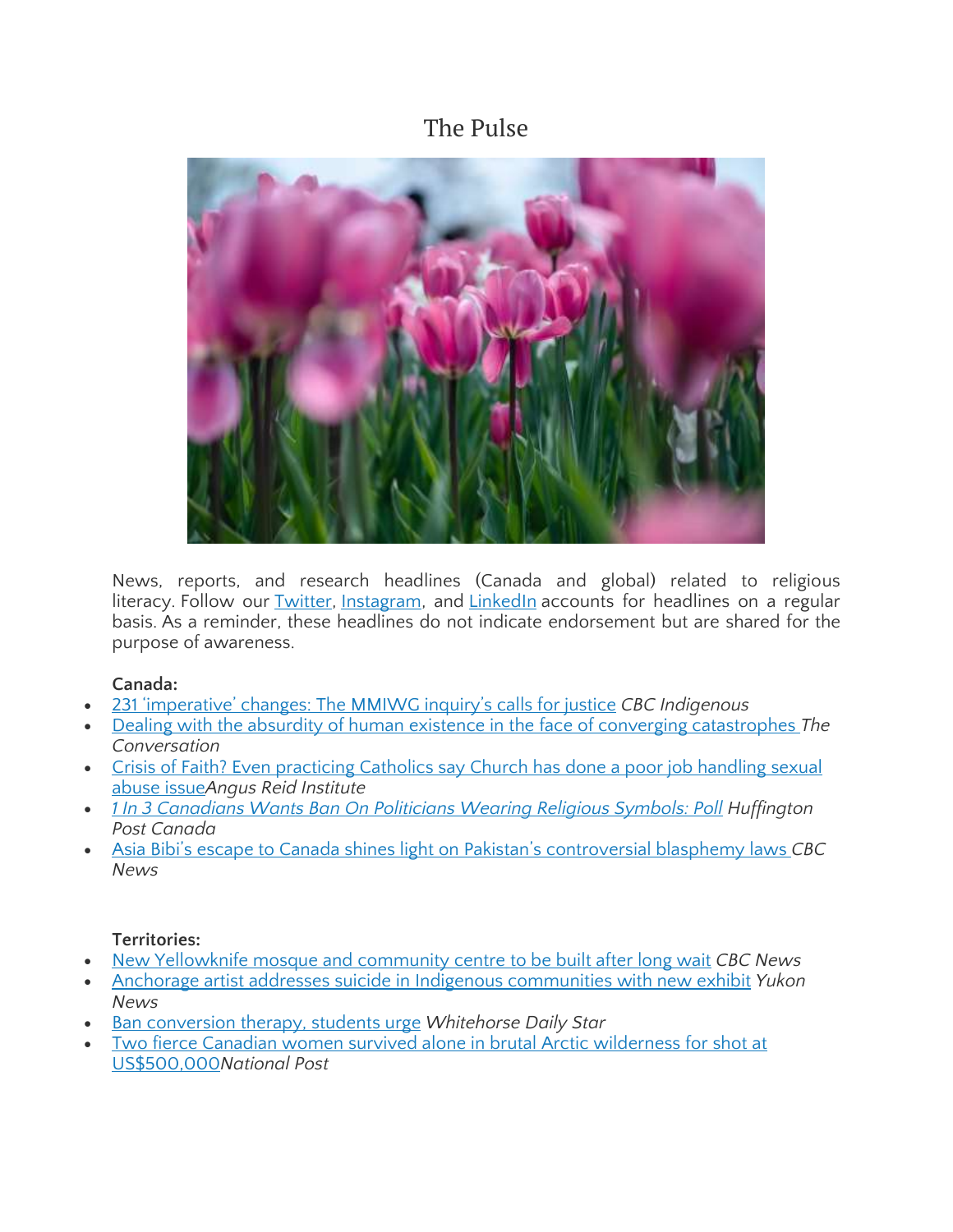# The Pulse

News, reports, and research headlines (Canada and global) related to religious literacy. Follow our Twitter, Instagram, and LinkedIn accounts for headlines on a regular basis. As a reminder, these headlines do not indicate endorsement but are shared for the purpose of awareness.

**Canada:**

- 231 'imperative' changes: The MMIWG inquiry's calls for justice *CBC Indigenous*
- Dealing with the absurdity of human existence in the face of converging catastrophes *The Conversation*
- Crisis of Faith? Even practicing Catholics say Church has done a poor job handling sexual abuse issue*Angus Reid Institute*
- *1 In 3 Canadians Wants Ban On Politicians Wearing Religious Symbols: Poll* *Huffington Post Canada*
- Asia Bibi's escape to Canada shines light on Pakistan's controversial blasphemy laws *CBC News*

**Territories:**

- New Yellowknife mosque and community centre to be built after long wait *CBC News*
- Anchorage artist addresses suicide in Indigenous communities with new exhibit *Yukon News*
- Ban conversion therapy, students urge *Whitehorse Daily Star*
- Two fierce Canadian women survived alone in brutal Arctic wilderness for shot at US$500,000*National Post*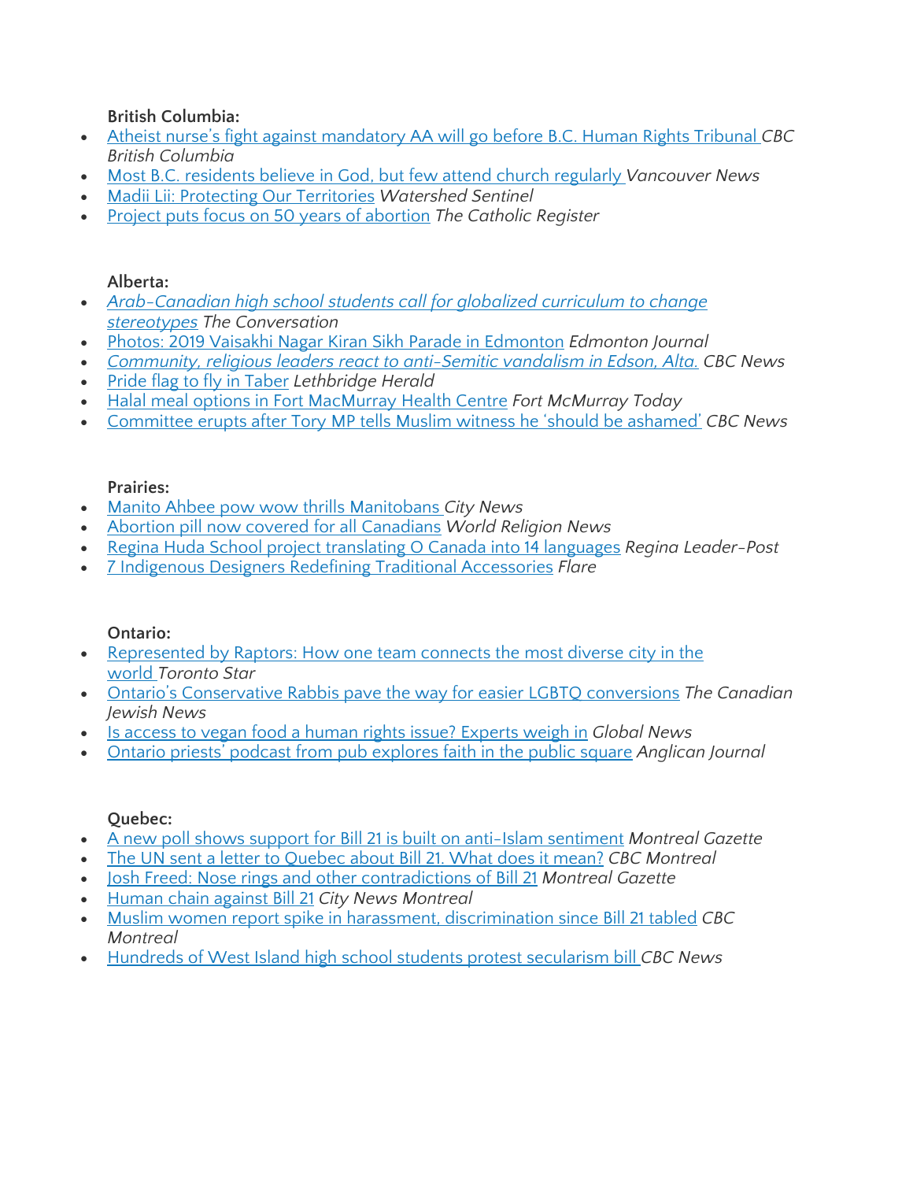**British Columbia:**

- Atheist nurse's fight against mandatory AA will go before B.C. Human Rights Tribunal *CBC British Columbia*
- Most B.C. residents believe in God, but few attend church regularly *Vancouver News*
- Madii Lii: Protecting Our Territories *Watershed Sentinel*
- Project puts focus on 50 years of abortion *The Catholic Register*

**Alberta:**

- *Arab-Canadian high school students call for globalized curriculum to change stereotypes* *The Conversation*
- Photos: 2019 Vaisakhi Nagar Kiran Sikh Parade in Edmonton *Edmonton Journal*
- *Community, religious leaders react to anti-Semitic vandalism in Edson, Alta.* CBC News
- Pride flag to fly in Taber *Lethbridge Herald*
- Halal meal options in Fort MacMurray Health Centre *Fort McMurray Today*
- Committee erupts after Tory MP tells Muslim witness he 'should be ashamed' *CBC News*

**Prairies:**

- Manito Ahbee pow wow thrills Manitobans *City News*
- Abortion pill now covered for all Canadians *World Religion News*
- Regina Huda School project translating O Canada into 14 languages *Regina Leader-Post*
- 7 Indigenous Designers Redefining Traditional Accessories *Flare*

**Ontario:**

- Represented by Raptors: How one team connects the most diverse city in the world *Toronto Star*
- Ontario's Conservative Rabbis pave the way for easier LGBTQ conversions *The Canadian Jewish News*
- Is access to vegan food a human rights issue? Experts weigh in *Global News*
- Ontario priests' podcast from pub explores faith in the public square *Anglican Journal*

**Quebec:**

- A new poll shows support for Bill 21 is built on anti-Islam sentiment *Montreal Gazette*
- The UN sent a letter to Quebec about Bill 21. What does it mean? *CBC Montreal*
- Josh Freed: Nose rings and other contradictions of Bill 21 *Montreal Gazette*
- Human chain against Bill 21 *City News Montreal*
- Muslim women report spike in harassment, discrimination since Bill 21 tabled *CBC Montreal*
- Hundreds of West Island high school students protest secularism bill *CBC News*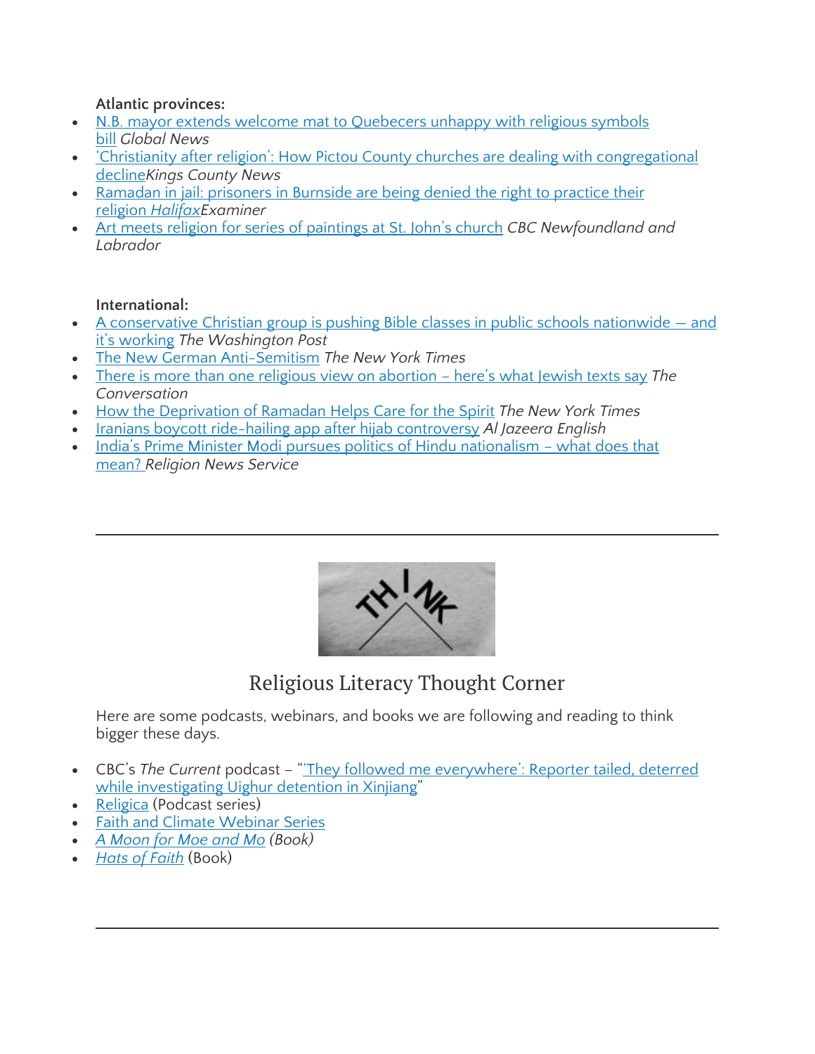**Atlantic provinces:**

- N.B. mayor extends welcome mat to Quebecers unhappy with religious symbols bill *Global News*
- 'Christianity after religion': How Pictou County churches are dealing with congregational decline*Kings County News*
- Ramadan in jail: prisoners in Burnside are being denied the right to practice their religion *Halifax*Examiner
- Art meets religion for series of paintings at St. John's church *CBC Newfoundland and Labrador*

**International:**

- A conservative Christian group is pushing Bible classes in public schools nationwide — and it's working *The Washington Post*
- The New German Anti-Semitism *The New York Times*
- There is more than one religious view on abortion – here's what Jewish texts say *The Conversation*
- How the Deprivation of Ramadan Helps Care for the Spirit *The New York Times*
- Iranians boycott ride-hailing app after hijab controversy *Al Jazeera English*
- India's Prime Minister Modi pursues politics of Hindu nationalism – what does that mean? *Religion News Service*

---

## Religious Literacy Thought Corner

Here are some podcasts, webinars, and books we are following and reading to think bigger these days.

- CBC's *The Current* podcast – "'They followed me everywhere': Reporter tailed, deterred while investigating Uighur detention in Xinjiang"
- Religica (Podcast series)
- Faith and Climate Webinar Series
- *A Moon for Moe and Mo (Book)*
- *Hats of Faith* (Book)

---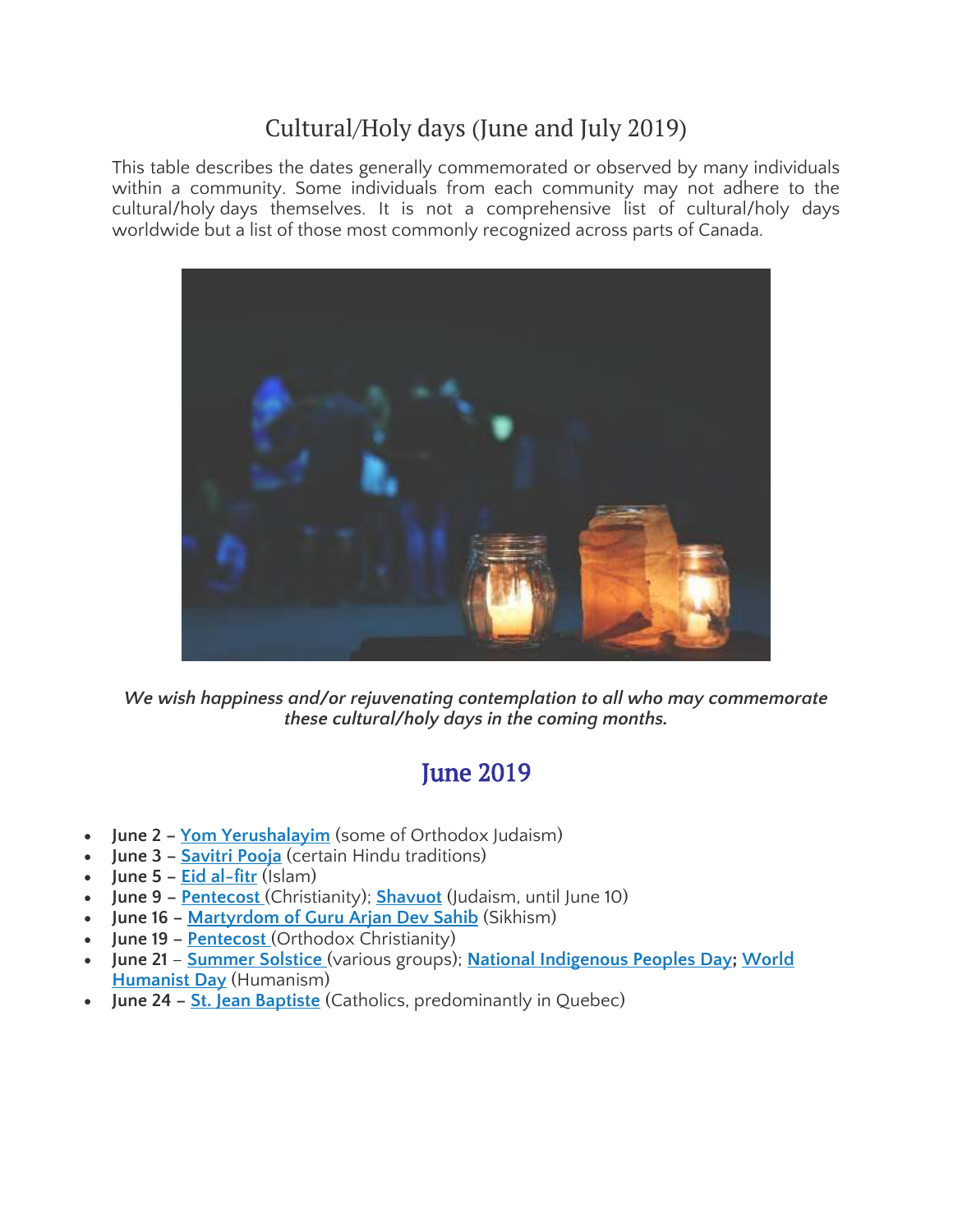# Cultural/Holy days (June and July 2019)

This table describes the dates generally commemorated or observed by many individuals within a community. Some individuals from each community may not adhere to the cultural/holy days themselves. It is not a comprehensive list of cultural/holy days worldwide but a list of those most commonly recognized across parts of Canada.

***We wish happiness and/or rejuvenating contemplation to all who may commemorate these cultural/holy days in the coming months.***

## June 2019

- **June 2 –** Yom Yerushalayim (some of Orthodox Judaism)
- **June 3 –** Savitri Pooja (certain Hindu traditions)
- **June 5 –** Eid al-fitr (Islam)
- **June 9 –** Pentecost (Christianity); Shavuot (Judaism, until June 10)
- **June 16 –** Martyrdom of Guru Arjan Dev Sahib (Sikhism)
- **June 19 –** Pentecost (Orthodox Christianity)
- **June 21** – Summer Solstice (various groups); National Indigenous Peoples Day; World Humanist Day (Humanism)
- **June 24 –** St. Jean Baptiste (Catholics, predominantly in Quebec)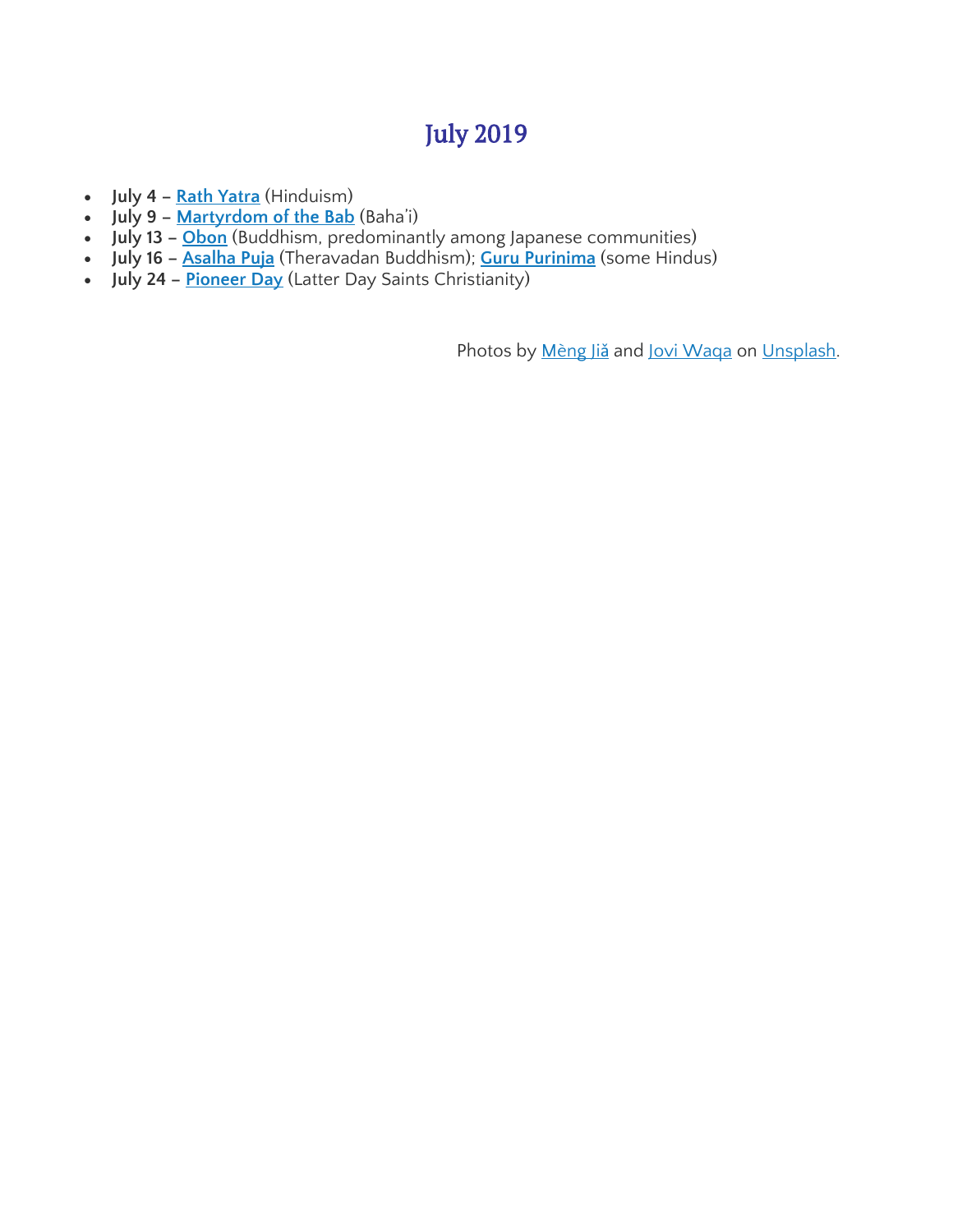## July 2019

- **July 4 – Rath Yatra** (Hinduism)
- **July 9 – Martyrdom of the Bab** (Baha'i)
- **July 13 – Obon** (Buddhism, predominantly among Japanese communities)
- **July 16 – Asalha Puja** (Theravadan Buddhism); **Guru Purinima** (some Hindus)
- **July 24 – Pioneer Day** (Latter Day Saints Christianity)

Photos by Mèng Jiǎ and Jovi Waqa on Unsplash.